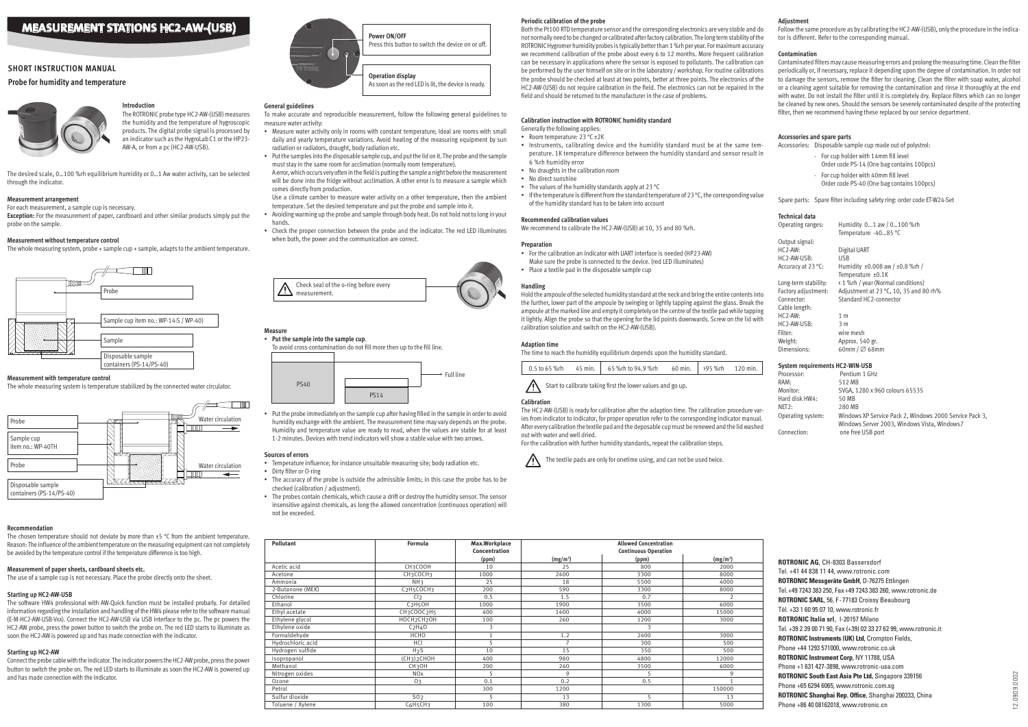# MEASUREMENT STATIONS HC2-AW-(USB)

## SHORT INSTRUCTION MANUAL

### Probe for humidity and temperature

#### Introduction

The ROTRONIC probe type HC2-AW-(USB) measures the humidity and the temperature of hygroscopic products. The digital probe signal is processed by an indicator such as the HygroLab C1 or the HP23-AW-A, or from a pc (HC2-AW-USB).

The desired scale, 0...100 %rh equilibrium humidity or 0...1 Aw water activity, can be selected through the indicator.

#### Measurement arrangement

For each measurement, a sample cup is necessary.

**Exception:** For the measurement of paper, cardboard and other similar products simply put the probe on the sample.

#### Measurement without temperature control

The whole measuring system, probe + sample cup + sample, adapts to the ambient temperature.

Probe

Sample cup item no.: WP-14-S / WP-40)

Sample

Disposable sample containers (PS-14/PS-40)

#### Measurement with temperature control

The whole measuring system is temperature stabilized by the connected water circulator.

Probe

Sample cup item no.: WP-40TH

Probe

Disposable sample containers (PS-14/PS-40)

Water circulation

Water circulation

#### Recommendation

The chosen temperature should not deviate by more than ±5 °C from the ambient temperature. Reason: The influence of the ambient temperature on the measuring equipment can not completely be avoided by the temperature control if the temperature difference is too high.

#### Measurement of paper sheets, cardboard sheets etc.

The use of a sample cup is not necessary. Place the probe directly onto the sheet.

#### Starting up HC2-AW-USB

The software HW4 professional with AW-Quick function must be installed probarly. For detailed information regarding the installation and handling of the HW4 please refer to the software manual (E-M-HC2-AW-USB-Vxx). Connect the HC2-AW-USB via USB interface to the pc. The pc powers the HC2-AW probe, press the power button to switch the probe on. The red LED starts to illuminate as soon the HC2-AW is powered up and has made connection with the indicator.

#### Starting up HC2-AW

Connect the probe cable with the indicator. The indicator powers the HC2-AW probe, press the power button to switch the probe on. The red LED starts to illuminate as soon as the HC2-AW is powered up and has made connection with the indicator.

**Power ON/OFF**
Press this button to switch the device on or off.

**Operation display**
As soon as the red LED is lit, the device is ready.

#### General guidelines

To make accurate and reproducible measurement, follow the following general guidelines to measure water activity:

- Measure water activity only in rooms with constant temperature; Ideal are rooms with small daily and yearly temperature variations. Avoid heating of the measuring equipment by sun radiation or radiators, draught, body radiation etc.
- Put the samples into the disposable sample cup, and put the lid on it. The probe and the sample must stay in the same room for acclimation (normally room temperature).
  A error, which occurs very often in the field is putting the sample a night before the measurement will be done into the fridge without acclimation. A other error is to measure a sample which comes directly from production.
  Use a climate camber to measure water activity on a other temperature, then the ambient temperature. Set the desired temperature and put the probe and sample into it.
- Avoiding warming up the probe and sample through body heat. Do not hold not to long in your hands.
- Check the proper connection between the probe and the indicator. The red LED illuminates when both, the power and the communication are correct.

⚠ Check seal of the o-ring before every measurement.

#### Measure

- **Put the sample into the sample cup**.
  To avoid cross-contamination do not fill more then up to the fill line.

PS40 PS14 — Full line

- Put the probe immediately on the sample cup after having filled in the sample in order to avoid humidity exchange with the ambient. The measurement time may vary depends on the probe. Humidity and temperature value are ready to read, when the values are stable for at least 1-2 minutes. Devices with trend indicators will show a stable value with two arrows.

#### Sources of errors

- Temperature influence; for instance unsuitable measuring site; body radiation etc.
- Dirty filter or O-ring
- The accuracy of the probe is outside the admissible limits; in this case the probe has to be checked (calibration / adjustment).
- The probes contain chemicals, which cause a drift or destroy the humidity sensor. The sensor insensitive against chemicals, as long the allowed concentration (continuous operation) will not be exceeded.

#### Periodic calibration of the probe

Both the Pt100 RTD temperature sensor and the corresponding electronics are very stable and do not normally need to be changed or calibrated after factory calibration. The long term stability of the ROTRONIC Hygromer humidity probes is typically better than 1 %rh per year. For maximum accuracy we recommend calibration of the probe about every 6 to 12 months. More frequent calibration can be necessary in applications where the sensor is exposed to pollutants. The calibration can be performed by the user himself on site or in the laboratory / workshop. For routine calibrations the probe should be checked at least at two points, better at three points. The electronics of the HC2-AW-(USB) do not require calibration in the field. The electronics can not be repaired in the field and should be returned to the manufacturer in the case of problems.

#### Calibration instruction with ROTRONIC humidity standard

Generally the following applies:

- Room temperature: 23 °C ±2K
- Instruments, calibrating device and the humidity standard must be at the same temperature. 1K temperature difference between the humidity standard and sensor result in 6 %rh humidity error
- No draughts in the calibration room
- No direct sunshine
- The values of the humidity standards apply at 23 °C
- If the temperature is different from the standard temperature of 23 °C, the corresponding value of the humidity standard has to be taken into account

#### Recommended calibration values

We recommend to calibrate the HC2-AW-(USB) at 10, 35 and 80 %rh.

#### Preparation

- For the calibration an indicator with UART interface is needed (HP23-AW)
  Make sure the probe is connected to the device. (red LED illuminates)
- Place a textile pad in the disposable sample cup

#### Handling

Hold the ampoule of the selected humidity standard at the neck and bring the entire contents into the further, lower part of the ampoule by swinging or lightly tapping against the glass. Break the ampoule at the marked line and empty it completely on the centre of the textile pad while tapping it lightly. Align the probe so that the opening for the lid points downwards. Screw on the lid with calibration solution and switch on the HC2-AW-(USB).

#### Adaption time

The time to reach the humidity equilibrium depends upon the humidity standard.

| 0.5 to 65 %rh | 45 min. | 65 %rh to 94.9 %rh | 60 min. | >95 %rh | 120 min. |
|---|---|---|---|---|---|

⚠ Start to calibrate taking first the lower values and go up.

#### Calibration

The HC2-AW-(USB) is ready for calibration after the adaption time. The calibration procedure varies from indicator to indicator, for proper operation refer to the corresponding indicator manual. After every calibration the textile pad and the deposable cup must be renewed and the lid washed out with water and well dried.

For the calibration with further humidity standards, repeat the calibration steps.

⚠ The textile pads are only for onetime using, and can not be used twice.

#### Adjustment

Follow the same procedure as by calibrating the HC2-AW-(USB), only the procedure in the indicator is different. Refer to the corresponding manual.

#### Contamination

Contaminated filters may cause measuring errors and prolong the measuring time. Clean the filter periodically or, if necessary, replace it depending upon the degree of contamination. In order not to damage the sensors, remove the filter for cleaning. Clean the filter with soap water, alcohol or a cleaning agent suitable for removing the contamination and rinse it thoroughly at the end with water. Do not install the filter until it is completely dry. Replace filters which can no longer be cleaned by new ones. Should the sensors be severely contaminated despite of the protecting filter, then we recommend having these replaced by our service department.

#### Accessories and spare parts

Accessories: Disposable sample cup made out of polystrol:

- For cup holder with 14mm fill level
  Order code PS-14 (One bag contains 100pcs)
- For cup holder with 40mm fill level
  Order code PS-40 (One bag contains 100pcs)

Spare parts: Spare filter including safety ring: order code ET-W24-Set

#### Technical data

| | |
|---|---|
| Operating ranges: | Humidity 0...1 aw / 0...100 %rh<br>Temperature -40...85 °C |
| Output signal: | |
| HC2-AW: | Digital UART |
| HC2-AW-USB: | USB |
| Accuracy at 23 °C: | Humidity ±0.008 aw / ±0.8 %rh /<br>Temperature ±0.1K |
| Long-term stability: | < 1 %rh / year (Normal conditions) |
| Factory adjustment: | Adjustment at 23 °C, 10, 35 and 80 rh% |
| Connector: | Standard HC2-connector |
| Cable length: | |
| HC2-AW: | 1 m |
| HC2-AW-USB: | 3 m |
| Filter: | wire mesh |
| Weight: | Approx. 540 gr. |
| Dimensions: | 60mm / ∅ 68mm |

#### System requirements HC2-WIN-USB

| | |
|---|---|
| Processor: | Pentium 1 GHz |
| RAM: | 512 MB |
| Monitor: | SVGA, 1280 x 960 colours 65535 |
| Hard disk HW4: | 50 MB |
| NET2: | 280 MB |
| Operating system: | Windows XP Service Pack 2, Windows 2000 Service Pack 3, Windows Server 2003, Windows Vista, Windows7 |
| Connection: | one free USB port |

| Pollutant | Formula | Max.Workplace Concentration | Allowed Concentration Continuous Operation | | |
|---|---|---|---|---|---|
| | | (ppm) | (mg/m³) | (ppm) | (mg/m³) |
| Acetic acid | $CH_3COOH$ | 10 | 25 | 800 | 2000 |
| Acetone | $CH_3COCH_3$ | 1000 | 2400 | 3300 | 8000 |
| Ammonia | $NH_3$ | 25 | 18 | 5500 | 4000 |
| 2-Butanone (MEK) | $C_2H_5COCH_3$ | 200 | 590 | 3300 | 8000 |
| Chlorine | $Cl_2$ | 0.5 | 1.5 | 0.7 | 2 |
| Ethanol | $C_2H_5OH$ | 1000 | 1900 | 3500 | 6000 |
| Ethyl acetate | $CH_3COOC_2H_5$ | 400 | 1400 | 4000 | 15000 |
| Ethylene glycol | $HOCH_2CH_2OH$ | 100 | 260 | 1200 | 3000 |
| Ethylene oxide | $C_2H_4O$ | 3 | | 3 | |
| Formaldehyde | HCHO | 1 | 1.2 | 2400 | 3000 |
| Hydrochloric acid | HCl | 5 | 7 | 300 | 500 |
| Hydrogen sulfide | $H_2S$ | 10 | 15 | 350 | 500 |
| Isopropanol | $(CH_3)_2CHOH$ | 400 | 980 | 4800 | 12000 |
| Methanol | $CH_3OH$ | 200 | 260 | 3500 | 6000 |
| Nitrogen oxides | $NO_x$ | 5 | 9 | 5 | 9 |
| Ozone | $O_3$ | 0.1 | 0.2 | 0.5 | 1 |
| Petrol | | 300 | 1200 | | 150000 |
| Sulfur dioxide | $SO_2$ | 5 | 13 | 5 | 13 |
| Toluene / Xylene | $C_6H_5CH_3$ | 100 | 380 | 1300 | 5000 |

**ROTRONIC AG**, CH-8303 Bassersdorf
Tel. +41 44 838 11 44, www.rotronic.com
**ROTRONIC Messgeräte GmbH**, D-76275 Ettlingen
Tel. +49 7243 383 250, Fax +49 7243 383 260, www.rotronic.de
**ROTRONIC SARL**, 56, F-77183 Croissy Beaubourg
Tél. +33 1 60 95 07 10, www.rotronic.fr
**ROTRONIC Italia srl**, I-20157 Milano
Tel. +39 2 39 00 71 90, Fax (+39) 02 33 27 62 99, www.rotronic.it
**ROTRONIC Instruments (UK) Ltd**, Crompton Fields,
Phone +44 1293 571000, www.rotronic.co.uk
**ROTRONIC Instrument Corp**, NY 11788, USA
Phone +1 631 427-3898, www.rotronic-usa.com
**ROTRONIC South East Asia Pte Ltd**, Singapore 339156
Phone +65 6294 6065, www.rotronic.com.sg
**ROTRONIC Shanghai Rep. Office**, Shanghai 200233, China
Phone +86 40 08162018, www.rotronic.cn

12.0909.0002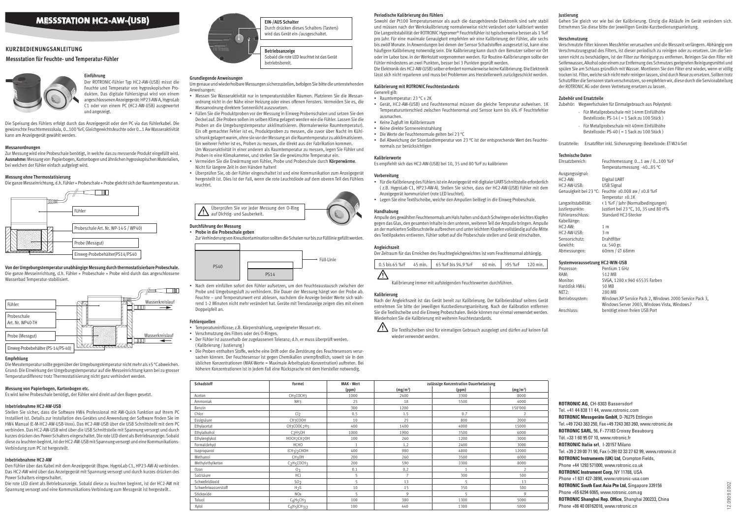# MESSSTATION HC2-AW-(USB)

## KURZBEDIENUNGSANLEITUNG

### Messstation für Feuchte- und Temperatur-Fühler

**Einführung**

Der ROTRONIC-Fühler Typ HC2-AW-(USB) misst die Feuchte und Temperatur von hygroskopischen Produkten. Das digitale Fühlersignal wird von einem angeschlossenen Anzeigegerät: HP23-AW-A, HygroLab C1 oder von einem PC (HC2-AW-USB) ausgewertet und angezeigt.

Die Speisung des Fühlers erfolgt durch das Anzeigegerät oder den PC via das Fühlerkabel. Die gewünschte Feuchtemessskala, 0...100 %rF, Gleichgewichtsfeuchte oder 0...1 Aw Wasseraktivität kann am Anzeigegerät gewählt werden.

**Messanordnungen**

Zur Messung wird eine Probeschale benötigt, in welche das zu messende Produkt eingefüllt wird. **Ausnahme:** Messung von Papierbogen, Kartonbogen und ähnlichen hygroskopischen Materialien, bei welchen der Fühler einfach aufgelegt wird.

**Messung ohne Thermostatisierung**

Die ganze Messeinrichtung, d.h. Fühler + Probeschale + Probe gleicht sich der Raumtemperatur an.

Fühler

Probeschale Art. Nr. WP-14-S / WP40)

Probe (Messgut)

Einweg-Probebehälter(PS14/PS40

**Von der Umgebungstemperatur unabhängige Messung durch thermostatisierbare Probeschale.** Die ganze Messeinrichtung, d.h. Fühler + Probeschale + Probe wird durch das angeschlossene Wasserbad Temperatur-stabilisiert.

Fühler

Wasserkreislauf

Probeschale Art. Nr. WP40-TH

Probe (Messgut)

Wasserkreislauf

Einweg-Probebehälter (PS-14/PS-40)

**Empfehlung**

Die Messtemperatur sollte gegenüber der Umgebungstemperatur nicht mehr als ±5 °C abweichen. Grund: Die Einwirkung der Umgebungstemperatur auf die Messeinrichtung kann bei zu grosser Temperaturdifferenz trotz Thermostatisierung nicht ganz verhindert werden.

**Messung von Papierbogen, Kartonbogen etc.**

Es wird keine Probeschale benötigt, der Fühler wird direkt auf den Bogen gesetzt.

**Inbetriebnahme HC2-AW-USB**

Stellen Sie sicher, dass die Software HW4 Professional mit AW-Quick Funktion auf Ihrem PC installiert ist. Details zur Installation des Gerätes und Anwendung der Software finden Sie im HW4 Manual (E-M-HC2-AW-USB-Vxxx). Das HC2-AW-USB über die USB Schnittstellt mit dem PC verbinden. Das HC2-AW-USB wird über die USB Schnittstelle mit Spannung versorgt und durch kurzes drücken des Power Schalters eingeschaltet. Die rote LED dient als Betriebsanzeige. Sobald diese zu leuchten beginnt, ist der HC2-AW-USB mit Spannung versorgt und eine Kommunikations-Verbindung zum PC ist hergestellt.

**Inbetriebnahme HC2-AW**

Den Fühler über das Kabel mit dem Anzeigegerät (Bspw. HygroLab C1, HP23-AW-A) verbinden. Das HC2-AW wird über das Anzeigegerät mit Spannung versorgt und durch kurzes drücken des Power Schalters eingeschaltet.

Die rote LED dient als Betriebsanzeige. Sobald diese zu leuchten beginnt, ist der HC2-AW mit Spannung versorgt und eine Kommunikations-Verbindung zum Messgerät ist hergestellt..

**EIN-/AUS Schalter**
Durch drücken dieses Schalters (Tasters) wird das Gerät ein-/ausgeschaltet.

**Betriebsanzeige**
Sobald die rote LED leuchtet ist das Gerät betriebsbereit.

**Grundlegende Anweisungen**

Um genaue und wiederholbare Messungen sicherzustellen, befolgen Sie bitte die untenstehenden Anweisungen:

- Messen Sie Wasseraktivität nur in temperaturstabilen Räumen. Platzieren Sie die Messanordnung nicht in der Nähe einer Heizung oder eines offenen Fensters. Vermeiden Sie es, die Messanodnung direktem Sonnenlicht auszusetzen.
- Füllen Sie die Produktproben vor der Messung in Einweg-Probenschalen und setzen Sie den Deckel auf. Die Proben sollen im selben Klima gelagert werden wie die Fühler. Lassen Sie die Proben an die Umgebungstemperatur akklimatisieren. (Normalerweise Raumtemperatur). Ein oft gemachter Fehler ist es, Produktproben zu messen, die zuvor über Nacht im Kühlschrank gelagert waren, ohne sie vor der Messung an die Raumtemperatur zu akklimatisieren. Ein weiterer Fehler ist es, Proben zu messen, die direkt aus der Fabrikation kommen. Um Wasseraktivität in einer anderen als Raumtemperatur zu messen, legen Sie Fühler und Proben in eine Klimakammer, und stellen Sie die gewünschte Temperatur ein.
- Vermeiden Sie die Erwärmung von Fühler, Probe und Probeschale durch **Körperwärme**. Nicht für längere Zeit in den Händen halten!
- Überprüfen Sie, ob der Fühler eingeschaltet ist und eine Kommunikation zum Anzeigegerät hergestellt ist. Dies ist der Fall, wenn die rote Leuchtdiode auf dem oberen Teil des Fühlers leuchtet.

⚠ Überprüfen Sie vor jeder Messung den O-Ring auf Dichtig- und Sauberkeit.

**Durchführung der Messung**

- **Probe in die Probeschale geben**
  Zur Verhinderung von Kreuzkontamination sollten die Schalen nur bis zur Fülllinie gefüllt werden.

PS40 — PS14 — Füll-Linie

- Nach dem einfüllen sofort den Fühler aufsetzen, um den Feuchteaustausch zwischen der Probe und Umgebungsluft zu verhindern. Die Dauer der Messung hängt von der Probe ab. Feuchte – und Temperaturwert erst ablesen, nachdem die Anzeige beider Werte sich während 1-2 Minuten nicht mehr verändert hat. Geräte mit Trendanzeige zeigen dies mit einem Doppelpfeil an.

**Fehlerquellen**

- Temperatureinflüsse; z.B. Körperstrahlung, ungeeigneter Messort etc.
- Verschmutzung des Filters oder des O-Ringes.
- Der Fühler ist ausserhalb der zugelassenen Toleranz; d.h. er muss überprüft werden. ( Kalibrierung / Justierung )
- Die Proben enthalten Stoffe, welche eine Drift oder die Zerstörung des Feuchtesensors verursachen können. Der Feuchtesensor ist gegen Chemikalien unempfindlich, soweit sie in den üblichen Konzentrationen (MAK-Werte = Maximale Arbeitsplatz-Konzentration) auftreten. Bei höheren Konzentrationen ist in jedem Fall eine Rücksprache mit dem Hersteller notwendig.

| Schadstoff | Formel | MAK - Wert | | zulässige Konzentration Dauerbelastung | |
|---|---|---|---|---|---|
| | | (ppm) | (mg/m³) | (ppm) | (mg/m³) |
| Aceton | $CH_3COCH_3$ | 1000 | 2400 | 3300 | 8000 |
| Ammoniak | $NH_3$ | 25 | 18 | 5500 | 4000 |
| Benzin | | 300 | 1200 | | 150'000 |
| Chlor | $Cl_2$ | 0.5 | 1.5 | 0.7 | 2 |
| Essigsäure | $CH_3COOH$ | 10 | 25 | 800 | 2000 |
| Ethylacetat | $CH_3COOC_2H_5$ | 400 | 1400 | 4000 | 15000 |
| Ethylalkohol | $C_2H_5OH$ | 1000 | 1900 | 3500 | 6000 |
| Ethylenglykol | $HOCH_2CH_2OH$ | 100 | 260 | 1200 | 3000 |
| Formaldehyd | HCHO | 1 | 1.2 | 2400 | 3000 |
| Isopropanol | $(CH_3)_2CHOH$ | 400 | 980 | 4800 | 12000 |
| Methanol | $CH_3OH$ | 200 | 260 | 3500 | 6000 |
| Methylethylketon | $C_2H_5COCH_3$ | 200 | 590 | 3300 | 8000 |
| Ozon | $O_3$ | 0.1 | 0.2 | 1 | 2 |
| Salzsäure | HCl | 5 | 7 | 300 | 500 |
| Schwefeldioxid | $SO_2$ | 5 | 13 | 5 | 13 |
| Schwefelwasserstoff | $H_2S$ | 10 | 15 | 350 | 500 |
| Stickoxide | NOx | 5 | 9 | 5 | 9 |
| Toluol | $C_6H_5CH_3$ | 100 | 380 | 1300 | 5000 |
| Xylol | $C_6H_5(CH_3)_2$ | 100 | 440 | 1300 | 5000 |

**Periodische Kalibrierung des Fühlers**

Sowohl der Pt100 Temperatursensor als auch die dazugehörende Elektronik sind sehr stabil und müssen nach der Werkskalibrierung normalerweise nicht verändert oder kalibriert werden. Die Langzeitstabilität der ROTRONIC Hygromer® Feuchtefühler ist typischerweise besser als 1 %rF pro Jahr. Für eine maximale Genauigkeit empfehlen wir eine Kalibrierung der Fühler, alle sechs bis zwölf Monate. In Anwendungen bei denen der Sensor Schadstoffen ausgesetzt ist, kann eine häufigere Kalibrierung notwendig sein. Die Kalibrierung kann durch den Benutzer selber vor Ort oder im Labor bzw. in der Werkstatt vorgenommen werden. Für Routine-Kalibrierungen sollte der Fühler mindestens an zwei Punkten, besser bei 3 Punkten geprüft werden.

Die Elektronik des HC2-AW-(USB) selber erfordert normalerweise keine Kalibrierung. Die Elektronik lässt sich nicht reparieren und muss bei Problemen ans Herstellerwerk zurückgeschickt werden.

**Kalibrierung mit ROTRONIC Feuchtestandards**

Generell gilt:

- Raumtemperatur: 23 °C ± 2K
- Gerät, HC2-AW-(USB) und Feuchtenormal müssen die gleiche Temperatur aufweisen. 1K Temperaturunterschied zwischen Feuchtenormal und Sensor kann bis 6% rF Feuchtefehler ausmachen.
- Keine Zugluft im Kalibrierraum
- Keine direkte Sonneneinstrahlung
- Die Werte der Feuchtenormale gelten bei 23 °C
- Bei Abweichung der Standardtemperatur von 23 °C ist der entsprechende Wert des Feuchtenormals zur berücksichtigen

**Kalibrierwerte**

Es empfiehlt sich das HC2-AW-(USB) bei 10, 35 und 80 %rF zu kalibrieren

**Vorbereitung**

- Für die Kalibrierung des Fühlers ist ein Anzeigegerät mit digitaler UART-Schnittstelle erforderlich ( z.B. HygroLab C1, HP23-AW-A). Stellen Sie sicher, dass der HC2-AW-(USB) Fühler mit dem Anzeigegerät kommuniziert (rote LED leuchtet).
- Legen Sie eine Textilscheibe, welche den Ampullen beiliegt in die Einweg Probeschale.

**Handhabung**

Ampulle des gewählten Feuchtenormals am Hals halten und durch Schwingen oder leichtes Klopfen gegen das Glas, den gesamten Inhalte in den unteren, weiteren Teil der Ampulle bringen. Ampulle an der markierten Sollbruchstelle aufbrechen und unter leichtem Klopfen vollständig auf die Mitte des Textilpaketes entleeren. Fühler sofort auf die Probeschale stellen und Gerät einschalten.

**Angleichszeit**

Der Zeitraum für das Erreichen des Feuchtegleichgewichtes ist vom Feuchtenormal abhängig.

| 0.5 bis 65 %rF | 45 min. | 65 %rF bis 94.9 %rF | 60 min. | >95 %rF | 120 min. |
|---|---|---|---|---|---|

⚠ Kalibrierung immer mit aufsteigenden Feuchtewerten durchführen.

**Kalibrierung**

Nach der Angleichszeit ist das Gerät bereit zur Kalibrierung. Der Kalibrierablauf seitens Gerät entnehmen Sie bitte der jeweiligen Kurzbedienungsanleitung. Nach der Kalibration entfernen Sie die Textilscheibe und die Einweg Probeschale. Beide können nur einmal verwendet werden. Wiederholen Sie die Kalibrierung mit weiteren Feuchtestandards.

⚠ Die Textilscheiben sind für einmaligen Gebrauch ausgelegt und dürfen auf keinen Fall wieder verwendet werden.

**Justierung**

Gehen Sie gleich vor wie bei der Kalibrierung. Einzig die Abläufe im Gerät verändern sich. Entnehmen Sie diese bitte der jeweiligen Geräte-Kurzbedienungsanleitung.

**Verschmutzung**

Verschmutzte Filter können Messfehler verursachen und die Messzeit verlängern. Abhängig vom Verschmutzungsgrad des Filters, ist dieser periodisch zu reinigen oder zu ersetzen. Um die Sensoren nicht zu beschädigen, ist der Filter zur Reinigung zu entfernen. Reinigen Sie den Filter mit Seifenwasser, Alkohol oder einem zur Entfernung des Schmutzes geeigneten Reinigungsmittel und spülen Sie am Schluss gründlich mit Wasser. Montieren Sie den Filter erst wieder, wenn er völlig trocken ist. Filter, welche sich nicht mehr reinigen lassen, sind durch Neue zu ersetzen. Sollten trotz Schutzfilter die Sensoren stark verschmutzen, so empfehlen wir, diese durch die Serviceabteilung der ROTRONIC AG oder deren Vertretung ersetzen zu lassen.

**Zubehör und Ersatzteile**

Zubehör: Wegwerfschalen für Einmalgebrauch aus Polystyrol:

- Für Metallprobeschale mit 14mm Einfüllhöhe
  Bestellcode: PS-14 ( = 1 Sack zu 100 Stück )
- Für Metallprobeschale mit 40mm Einfüllhöhe
  Bestellcode: PS-40 ( = 1 Sack zu 100 Stück )

Ersatzteile: Ersatzfilter inkl. Sicherungsring: Bestellcode: ET-W24-Set

**Technische Daten**

| | |
|---|---|
| Einsatzbereich: | Feuchtemessung 0...1 aw / 0...100 %rF |
| | Temperaturmessung -40...85 °C |
| Ausgangssignal: | |
| HC2-AW: | Digital UART |
| HC2-AW-USB: | USB Signal |
| Genauigkeit bei 23 °C: | Feuchte ±0.008 aw / ±0.8 %rF |
| | Temperatur ±0.1K |
| Langzeitstabilität: | < 1 %rF / Jahr (Normalbedingungen) |
| Justierpunkte: | Justiert bei 23 °C, 10, 35 und 80 rF% |
| Fühleranschluss: | Standard HC2-Stecker |
| Kabellänge: | |
| HC2-AW: | 1 m |
| HC2-AW-USB: | 3 m |
| Sensorschutz: | Drahtfilter |
| Gewicht: | ca. 540 gr. |
| Abmessungen: | 60mm / ∅ 68mm |

**Systemvoraussetzung HC2-WIN-USB**

| | |
|---|---|
| Prozessor: | Pentium 1 GHz |
| RAM: | 512 MB |
| Monitor: | SVGA, 1280 x 960 65535 Farben |
| Harddisk HW4: | 50 MB |
| NET2: | 280 MB |
| Betriebssystem: | Windows XP Service Pack 2, Windows 2000 Service Pack 3, Windows Server 2003, Windows Vista, Windows7 |
| Anschluss: | benötigt einen freien USB Port |

**ROTRONIC AG**, CH-8303 Bassersdorf
Tel. +41 44 838 11 44, www.rotronic.com
**ROTRONIC Messgeräte GmbH**, D-76275 Ettlingen
Tel. +49 7243 383 250, Fax +49 7243 383 260, www.rotronic.de
**ROTRONIC SARL**, 56, F - 77183 Croissy Beaubourg
Tél. +33 1 60 95 07 10, www.rotronic.fr
**ROTRONIC Italia srl**, I-20157 Milano
Tel. +39 2 39 00 71 90, Fax (+39) 02 33 27 62 99, www.rotronic.it
**ROTRONIC Instruments (UK) Ltd**, Crompton Fields,
Phone +44 1293 571000, www.rotronic.co.uk
**ROTRONIC Instrument Corp**, NY 11788, USA
Phone +1 631 427-3898, www.rotronic-usa.com
**ROTRONIC South East Asia Pte Ltd**, Singapore 339156
Phone +65 6294 6065, www.rotronic.com.sg
**ROTRONIC Shanghai Rep. Office**, Shanghai 200233, China
Phone +86 40 08162018, www.rotronic.cn

12.0909.0002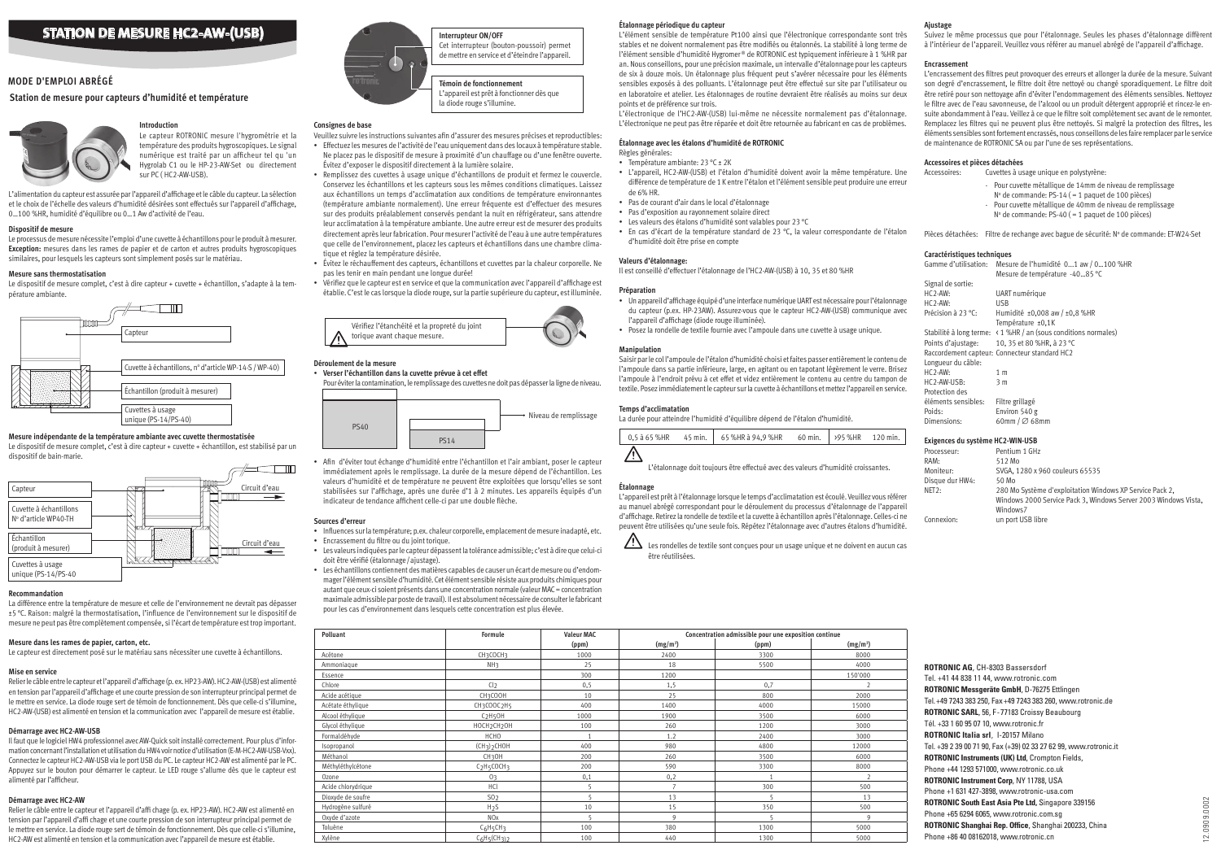# STATION DE MESURE HC2-AW-(USB)

## MODE D'EMPLOI ABRÉGÉ

### Station de mesure pour capteurs d'humidité et température

#### Introduction

Le capteur ROTRONIC mesure l'hygrométrie et la température des produits hygroscopiques. Le signal numérique est traité par un afficheur tel qu 'un Hygrolab C1 ou le HP-23-AW-Set ou directement sur PC ( HC2-AW-USB).

L'alimentation du capteur est assurée par l'appareil d'affichage et le câble du capteur. La sélection et le choix de l'échelle des valeurs d'humidité désirées sont effectués sur l'appareil d'affichage, 0...100 %HR, humidité d'équilibre ou 0...1 Aw d'activité de l'eau.

#### Dispositif de mesure

Le processus de mesure nécessite l'emploi d'une cuvette à échantillons pour le produit à mesurer. **Exception:** mesures dans les rames de papier et de carton et autres produits hygroscopiques similaires, pour lesquels les capteurs sont simplement posés sur le matériau.

#### Mesure sans thermostatisation

Le dispositif de mesure complet, c'est à dire capteur + cuvette + échantillon, s'adapte à la température ambiante.

Capteur

Cuvette à échantillons, n° d'article WP-14-S / WP-40)

Échantillon (produit à mesurer)

Cuvettes à usage unique (PS-14/PS-40)

#### Mesure indépendante de la température ambiante avec cuvette thermostatisée

Le dispositif de mesure complet, c'est à dire capteur + cuvette + échantillon, est stabilisé par un dispositif de bain-marie.

Capteur

Cuvette à échantillons N° d'article WP40-TH

Échantillon (produit à mesurer)

Cuvettes à usage unique (PS-14/PS-40

Circuit d'eau

Circuit d'eau

#### Recommandation

La différence entre la température de mesure et celle de l'environnement ne devrait pas dépasser ±5 °C. Raison: malgré la thermostatisation, l'influence de l'environnement sur le dispositif de mesure ne peut pas être complètement compensée, si l'écart de température est trop important.

#### Mesure dans les rames de papier, carton, etc.

Le capteur est directement posé sur le matériau sans nécessiter une cuvette à échantillons.

#### Mise en service

Relier le câble entre le capteur et l'appareil d'affichage (p. ex. HP23-AW). HC2-AW-(USB) est alimenté en tension par l'appareil d'affichage et une courte pression de son interrupteur principal permet de le mettre en service. La diode rouge sert de témoin de fonctionnement. Dès que celle-ci s'illumine, HC2-AW-(USB) est alimenté en tension et la communication avec l'appareil de mesure est établie.

#### Démarrage avec HC2-AW-USB

Il faut que le logiciel HW4 professionnel avec AW-Quick soit installé correctement. Pour plus d'information concernant l'installation et utilisation du HW4 voir notice d'utilisation (E-M-HC2-AW-USB-Vxx). Connectez le capteur HC2-AW-USB via le port USB du PC. Le capteur HC2-AW est alimenté par le PC. Appuyez sur le bouton pour démarrer le capteur. Le LED rouge s'allume dès que le capteur est alimenté par l'afficheur.

#### Démarrage avec HC2-AW

Relier le câble entre le capteur et l'appareil d'affi chage (p. ex. HP23-AW). HC2-AW est alimenté en tension par l'appareil d'affi chage et une courte pression de son interrupteur principal permet de le mettre en service. La diode rouge sert de témoin de fonctionnement. Dès que celle-ci s'illumine, HC2-AW est alimenté en tension et la communication avec l'appareil de mesure est établie.

**Interrupteur ON/OFF**
Cet interrupteur (bouton-poussoir) permet de mettre en service et d'éteindre l'appareil.

**Témoin de fonctionnement**
L'appareil est prêt à fonctionner dès que la diode rouge s'illumine.

#### Consignes de base

Veuillez suivre les instructions suivantes afin d'assurer des mesures précises et reproductibles:

- Effectuez les mesures de l'activité de l'eau uniquement dans des locaux à température stable. Ne placez pas le dispositif de mesure à proximité d'un chauffage ou d'une fenêtre ouverte. Évitez d'exposer le dispositif directement à la lumière solaire.
- Remplissez des cuvettes à usage unique d'échantillons de produit et fermez le couvercle. Conservez les échantillons et les capteurs sous les mêmes conditions climatiques. Laissez aux échantillons un temps d'acclimatation aux conditions de température environnantes (température ambiante normalement). Une erreur fréquente est d'effectuer des mesures sur des produits préalablement conservés pendant la nuit en réfrigérateur, sans attendre leur acclimatation à la température ambiante. Une autre erreur est de mesurer des produits directement après leur fabrication. Pour mesurer l'activité de l'eau à une autre températures que celle de l'environnement, placez les capteurs et échantillons dans une chambre climatique et réglez la température désirée.
- Évitez le réchauffement des capteurs, échantillons et cuvettes par la chaleur corporelle. Ne pas les tenir en main pendant une longue durée!
- Vérifiez que le capteur est en service et que la communication avec l'appareil d'affichage est établie. C'est le cas lorsque la diode rouge, sur la partie supérieure du capteur, est illuminée.

⚠ Vérifiez l'étanchéité et la propreté du joint torique avant chaque mesure.

#### Déroulement de la mesure

- **Verser l'échantillon dans la cuvette prévue à cet effet**
  Pour éviter la contamination, le remplissage des cuvettes ne doit pas dépasser la ligne de niveau.

PS40 — PS14 — Niveau de remplissage

- Afin d'éviter tout échange d'humidité entre l'échantillon et l'air ambiant, poser le capteur immédiatement après le remplissage. La durée de la mesure dépend de l'échantillon. Les valeurs d'humidité et de température ne peuvent être exploitées que lorsqu'elles se sont stabilisées sur l'affichage, après une durée d'1 à 2 minutes. Les appareils équipés d'un indicateur de tendance affichent celle-ci par une double flèche.

#### Sources d'erreur

- Influences sur la température; p.ex. chaleur corporelle, emplacement de mesure inadapté, etc.
- Encrassement du filtre ou du joint torique.
- Les valeurs indiquées par le capteur dépassent la tolérance admissible; c'est à dire que celui-ci doit être vérifié (étalonnage / ajustage).
- Les échantillons contiennent des matières capables de causer un écart de mesure ou d'endommager l'élément sensible d'humidité. Cet élément sensible résiste aux produits chimiques pour autant que ceux-ci soient présents dans une concentration normale (valeur MAC = concentration maximale admissible par poste de travail). Il est absolument nécessaire de consulter le fabricant pour les cas d'environnement dans lesquels cette concentration est plus élevée.

| Polluant | Formule | Valeur MAC | Concentration admissible pour une exposition continue | | | |
|---|---|---|---|---|---|---|
| | | (ppm) | (mg/m³) | (ppm) | (mg/m³) | |
| Acétone | $CH_3COCH_3$ | 1000 | 2400 | 3300 | 8000 | |
| Ammoniaque | $NH_3$ | 25 | 18 | 5500 | 4000 | |
| Essence | | 300 | 1200 | | 150'000 | |
| Chlore | $Cl_2$ | 0,5 | 1,5 | 0,7 | 2 | |
| Acide acétique | $CH_3COOH$ | 10 | 25 | 800 | 2000 | |
| Acétate éthylique | $CH_3COOC_2H_5$ | 400 | 1400 | 4000 | 15000 | |
| Alcool éthylique | $C_2H_5OH$ | 1000 | 1900 | 3500 | 6000 | |
| Glycol éthylique | $HOCH_2CH_2OH$ | 100 | 260 | 1200 | 3000 | |
| Formaldéhyde | $HCHO$ | 1 | 1,2 | 2400 | 3000 | |
| Isopropanol | $(CH_3)_2CHOH$ | 400 | 980 | 4800 | 12000 | |
| Méthanol | $CH_3OH$ | 200 | 260 | 3500 | 6000 | |
| Méthyléthylcétone | $C_2H_5COCH_3$ | 200 | 590 | 3300 | 8000 | |
| Ozone | $O_3$ | 0,1 | 0,2 | 1 | 2 | |
| Acide chlorydrique | $HCl$ | 5 | 7 | 300 | 500 | |
| Dioxyde de soufre | $SO_2$ | 5 | 13 | 5 | 13 | |
| Hydrogène sulfuré | $H_2S$ | 10 | 15 | 350 | 500 | |
| Oxyde d'azote | $NO_x$ | 5 | 9 | 5 | 9 | |
| Toluène | $C_6H_5CH_3$ | 100 | 380 | 1300 | 5000 | |
| Xylène | $C_6H_5(CH_3)_2$ | 100 | 440 | 1300 | 5000 | |

#### Étalonnage périodique du capteur

L'élément sensible de température Pt100 ainsi que l'électronique correspondante sont très stables et ne doivent normalement pas être modifiés ou étalonnés. La stabilité à long terme de l'élément sensible d'humidité Hygromer® de ROTRONIC est typiquement inférieure à 1 %HR par an. Nous conseillons, pour une précision maximale, un intervalle d'étalonnage pour les capteurs de six à douze mois. Un étalonnage plus fréquent peut s'avérer nécessaire pour les éléments sensibles exposés à des polluants. L'étalonnage peut être effectué sur site par l'utilisateur ou en laboratoire et atelier. Les étalonnages de routine devraient être réalisés au moins sur deux points et de préférence sur trois.

L'électronique de l'HC2-AW-(USB) lui-même ne nécessite normalement pas d'étalonnage. L'électronique ne peut pas être réparée et doit être retournée au fabricant en cas de problèmes.

#### Étalonnage avec les étalons d'humidité de ROTRONIC

Règles générales:

- Température ambiante: 23 °C ± 2K
- L'appareil, HC2-AW-(USB) et l'étalon d'humidité doivent avoir la même température. Une différence de température de 1 K entre l'étalon et l'élément sensible peut produire une erreur de 6% HR.
- Pas de courant d'air dans le local d'étalonnage
- Pas d'exposition au rayonnement solaire direct
- Les valeurs des étalons d'humidité sont valables pour 23 °C
- En cas d'écart de la température standard de 23 °C, la valeur correspondante de l'étalon d'humidité doit être prise en compte

#### Valeurs d'étalonnage:

Il est conseillé d'effectuer l'étalonnage de l'HC2-AW-(USB) à 10, 35 et 80 %HR

#### Préparation

- Un appareil d'affichage équipé d'une interface numérique UART est nécessaire pour l'étalonnage du capteur (p.ex. HP-23AW). Assurez-vous que le capteur HC2-AW-(USB) communique avec l'appareil d'affichage (diode rouge illuminée).
- Posez la rondelle de textile fournie avec l'ampoule dans une cuvette à usage unique.

#### Manipulation

Saisir par le col l'ampoule de l'étalon d'humidité choisi et faites passer entièrement le contenu de l'ampoule dans sa partie inférieure, large, en agitant ou en tapotant légèrement le verre. Brisez l'ampoule à l'endroit prévu à cet effet et videz entièrement le contenu au centre du tampon de textile. Posez immédiatement le capteur sur la cuvette à échantillons et mettez l'appareil en service.

#### Temps d'acclimatation

La durée pour atteindre l'humidité d'équilibre dépend de l'étalon d'humidité.

| 0,5 à 65 %HR | 45 min. | 65 %HR à 94,9 %HR | 60 min. | >95 %HR | 120 min. |
|---|---|---|---|---|---|

⚠ L'étalonnage doit toujours être effectué avec des valeurs d'humidité croissantes.

#### Étalonnage

L'appareil est prêt à l'étalonnage lorsque le temps d'acclimatation est écoulé. Veuillez vous référer au manuel abrégé correspondant pour le déroulement du processus d'étalonnage de l'appareil d'affichage. Retirez la rondelle de textile et la cuvette à échantillon après l'étalonnage. Celles-ci ne peuvent être utilisées qu'une seule fois. Répétez l'étalonnage avec d'autres étalons d'humidité.

⚠ Les rondelles de textile sont conçues pour un usage unique et ne doivent en aucun cas être réutilisées.

#### Ajustage

Suivez le même processus que pour l'étalonnage. Seules les phases d'étalonnage diffèrent à l'intérieur de l'appareil. Veuillez vous référer au manuel abrégé de l'appareil d'affichage.

#### Encrassement

L'encrassement des filtres peut provoquer des erreurs et allonger la durée de la mesure. Suivant son degré d'encrassement, le filtre doit être nettoyé ou changé sporadiquement. Le filtre doit être retiré pour son nettoyage afin d'éviter l'endommagement des éléments sensibles. Nettoyez le filtre avec de l'eau savonneuse, de l'alcool ou un produit détergent approprié et rincez-le ensuite abondamment à l'eau. Veillez à ce que le filtre soit complètement sec avant de le remonter. Remplacez les filtres qui ne peuvent plus être nettoyés. Si malgré la protection des filtres, les éléments sensibles sont fortement encrassés, nous conseillons de les faire remplacer par le service de maintenance de ROTRONIC SA ou par l'une de ses représentations.

#### Accessoires et pièces détachées

Accessoires: Cuvettes à usage unique en polystyrène:

- Pour cuvette métallique de 14mm de niveau de remplissage N° de commande: PS-14 ( = 1 paquet de 100 pièces)
- Pour cuvette métallique de 40mm de niveau de remplissage N° de commande: PS-40 ( = 1 paquet de 100 pièces)

Pièces détachées: Filtre de rechange avec bague de sécurité: N° de commande: ET-W24-Set

#### Caractéristiques techniques

| | |
|---|---|
| Gamme d'utilisation: | Mesure de l'humidité 0...1 aw / 0...100 %HR<br>Mesure de température -40...85 °C |
| Signal de sortie: | |
| HC2-AW: | UART numérique |
| HC2-AW: | USB |
| Précision à 23 °C: | Humidité ±0,008 aw / ±0,8 %HR<br>Température ±0,1K |
| Stabilité à long terme: | < 1 %HR / an (sous conditions normales) |
| Points d'ajustage: | 10, 35 et 80 %HR, à 23 °C |
| Raccordement capteur: | Connecteur standard HC2 |
| Longueur du câble: | |
| HC2-AW: | 1 m |
| HC2-AW-USB: | 3 m |
| Protection des éléments sensibles: | Filtre grillagé |
| Poids: | Environ 540 g |
| Dimensions: | 60mm / ∅ 68mm |

#### Exigences du système HC2-WIN-USB

| | |
|---|---|
| Processeur: | Pentium 1 GHz |
| RAM: | 512 Mo |
| Moniteur: | SVGA, 1280 x 960 couleurs 65535 |
| Disque dur HW4: | 50 Mo |
| NET2: | 280 Mo Système d'exploitation Windows XP Service Pack 2, Windows 2000 Service Pack 3, Windows Server 2003 Windows Vista, Windows7 |
| Connexion: | un port USB libre |

**ROTRONIC AG**, CH-8303 Bassersdorf
Tel. +41 44 838 11 44, www.rotronic.com
**ROTRONIC Messgeräte GmbH**, D-76275 Ettlingen
Tel. +49 7243 383 250, Fax +49 7243 383 260, www.rotronic.de
**ROTRONIC SARL**, 56, F - 77183 Croissy Beaubourg
Tél. +33 1 60 95 07 10, www.rotronic.fr
**ROTRONIC Italia srl**, I-20157 Milano
Tel. +39 2 39 00 71 90, Fax (+39) 02 33 27 62 99, www.rotronic.it
**ROTRONIC Instruments (UK) Ltd**, Crompton Fields,
Phone +44 1293 571000, www.rotronic.co.uk
**ROTRONIC Instrument Corp**, NY 11788, USA
Phone +1 631 427-3898, www.rotronic-usa.com
**ROTRONIC South East Asia Pte Ltd**, Singapore 339156
Phone +65 6294 6065, www.rotronic.com.sg
**ROTRONIC Shanghai Rep. Office**, Shanghai 200233, China
Phone +86 40 08162018, www.rotronic.cn

12.0909.0002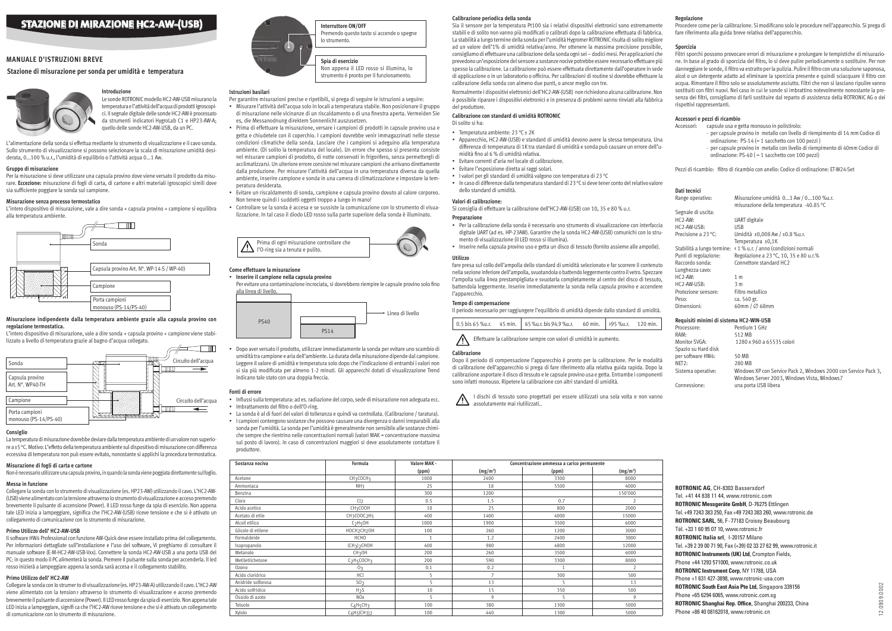# STAZIONE DI MIRAZIONE HC2-AW-(USB)

## MANUALE D'ISTRUZIONI BREVE

### Stazione di misurazione per sonda per umidità e temperatura

#### Introduzione

Le sonde ROTRONIC modello HC2-AW-USB misurano la temperatura e l'attività dell'acqua di prodotti igroscopici. Il segnale digitale delle sonde HC2-AW è processato da strumenti indicatori HygroLab C1 e HP23-AW-A; quello delle sonde HC2-AW-USB, da un PC.

L'alimentazione della sonda si effettua mediante lo strumento di visualizzazione e il cavo sonda. Sullo strumento di visualizzazione si possono selezionare la scala di misurazione umidità desiderata, 0...100 % u.r., l'umidità di equilibrio o l'attività acqua 0...1 Aw.

#### Gruppo di misurazione

Per la misurazione si deve utilizzare una capsula provino dove viene versato il prodotto da misurare. **Eccezione:** misurazione di fogli di carta, di cartone e altri materiali igroscopici simili dove sia sufficiente poggiare la sonda sul campione.

#### Misurazione senza processo termostatico

L'intero dispositivo di misurazione, vale a dire sonda + capsula provino + campione si equilibra alla temperatura ambiente.

Sonda

Capsula provino Art. N°. WP-14-S / WP-40)

Campione

Porta campioni monouso (PS-14/PS-40)

#### Misurazione indipendente dalla temperatura ambiente grazie alla capsula provino con regolazione termostatica.

L'intero dispositivo di misurazione, vale a dire sonda + capsula provino + campione viene stabilizzato a livello di temperatura grazie al bagno d'acqua collegato.

Sonda

Circuito dell'acqua

Capsula provino Art. N°. WP40-TH

Campione

Circuito dell'acqua

Porta campioni monouso (PS-14/PS-40)

#### Consiglio

La temperatura di misurazione dovrebbe deviare dalla temperatura ambiente di un valore non superiore a ±5 °C. Motivo: L'effetto della temperatura ambiente sul dispositivo di misurazione con differenza eccessiva di temperatura non può essere evitato, nonostante si applichi la procedura termostatica.

#### Misurazione di fogli di carta e cartone

Non è necessario utilizzare una capsula provino, in quando la sonda viene poggiata direttamente sul foglio.

#### Messa in funzione

Collegare la sonda con lo strumento di visualizzazione (es. HP23-AW) utilizzando il cavo. L'HC2-AW-(USB) viene alimentato con la tensione attraverso lo strumento di visualizzazione e acceso premendo brevemente il pulsante di accensione (Power). Il LED rosso funge da spia di esercizio. Non appena tale LED inizia a lampeggiare, significa che l'HC2-AW-(USB) riceve tensione e che si è attivato un collegamento di comunicazione con lo strumento di misurazione.

#### Primo Utilizzo dell' HC2-AW-USB

Il software HW4 Professional con funzione AW-Quick deve essere installato prima del collegamento. Per informazioni dettagliate sull'installazione e l'uso del software, Vi preghiamo di consultare il manuale software (E-M-HC2-AW-USB-Vxx). Connettere la sonda HC2-AW-USB a una porta USB del PC: in questo modo il PC alimenterà la sonda. Premere il pulsante sulla sonda per accenderla. Il led rosso inizierà a lampeggiare appena la sonda sarà accesa e il collegamento stabilito.

#### Primo Utilizzo dell' HC2-AW

Collegare la sonda con lo strumento di visualizzazione (es. HP23-AW-A) utilizzando il cavo. L'HC2-AW viene alimentato con la tensione attraverso lo strumento di visualizzazione e acceso premendo brevemente il pulsante di accensione (Power). Il LED rosso funge da spia di esercizio. Non appena tale LED inizia a lampeggiare, significa che l'HC2-AW riceve tensione e che si è attivato un collegamento di comunicazione con lo strumento di misurazione.

**Interruttore ON/OFF**
Premendo questo tasto si accende o spegne lo strumento.

**Spia di esercizio**
Non appena il LED rosso si illumina, lo strumento è pronto per il funzionamento.

#### Istruzioni basilari

Per garantire misurazioni precise e ripetibili, si prega di seguire le istruzioni a seguire:

- Misurare l'attività dell'acqua solo in locali a temperatura stabile. Non posizionare il gruppo di misurazione nelle vicinanze di un riscaldamento o di una finestra aperta. Vermeiden Sie es, die Messanodnung direktem Sonnenlicht auszusetzen.
- Prima di effettuare la misurazione, versare i campioni di prodotti in capsule provino usa e getta e chiudetele con il coperchio. I campioni dovrebbe venir immagazzinati nelle stesse condizioni climatiche della sonda. Lasciare che i campioni si adeguino alla temperatura ambiente. (Di solito la temperatura del locale). Un errore che spesso si presenta consiste nel misurare campioni di prodotto, di notte conservati in frigorifero, senza permettergli di acclimatizzarsi. Un ulteriore errore consiste nel misurare campioni che arrivano direttamente dalla produzione. Per misurare l'attività dell'acqua in una temperatura diversa da quella ambiente, inserire campione e sonda in una camera di climatizzazione e impostare la temperatura desiderata.
- Evitare un riscaldamento di sonda, campione e capsula provino dovuto al calore corporeo. Non tenere quindi i suddetti oggetti troppo a lungo in mano!
- Controllare se la sonda è accesa e se sussiste la comunicazione con lo strumento di visualizzazione. In tal caso il diodo LED rosso sulla parte superiore della sonda è illuminato.

⚠ Prima di ogni misurazione controllare che l'O-ring sia a tenuta e pulito.

#### Come effettuare la misurazione

- **Inserire il campione nella capsula provino**
  Per evitare una contaminazione incrociata, si dovrebbero riempire le capsule provino solo fino alla linea di livello.

PS40 — PS14 — Linea di livello

- Dopo aver versato il prodotto, utilizzare immediatamente la sonda per evitare uno scambio di umidità tra campione e aria dell'ambiente. La durata della misurazione dipende dal campione. Leggere il valore di umidità e temperatura solo dopo che l'indicazione di entrambi i valori non si sia più modificata per almeno 1-2 minuti. Gli apparecchi dotati di visualizzazione Trend indicano tale stato con una doppia freccia.

#### Fonti di errore

- Influssi sulla temperatura: ad es. radiazione del corpo, sede di misurazione non adeguata ecc.
- Imbrattamento del filtro o dell'O-ring.
- La sonda è al di fuori dei valori di tolleranza e quindi va controllata. (Calibrazione / taratura).
- I campioni contengono sostanze che possono causare una divergenza o danni irreparabili alla sonda per l'umidità. La sonda per l'umidità è generalmente non sensibile alle sostanze chimiche sempre che rientrino nelle concentrazioni normali (valori MAK = concentrazione massima sul posto di lavoro). In caso di concentrazioni maggiori si deve assolutamente contattare il produttore.

#### Calibrazione periodica della sonda

Sia il sensore per la temperatura Pt100 sia i relativi dispositivi elettronici sono estremamente stabili e di solito non vanno più modificati o calibrati dopo la calibrazione effettuata di fabbrica. La stabilità a lungo termine della sonda per l'umidità Hygromer ROTRONIC risulta di solito migliore ad un valore dell'1% di umidità relativa/anno. Per ottenere la massima precisione possibile, consigliamo di effettuare una calibrazione della sonda ogni sei – dodici mesi. Per applicazioni che prevedono un'esposizione del sensore a sostanze nocive potrebbe essere necessario effettuare più spesso la calibrazione. La calibrazione può essere effettuata direttamente dall'operatore in sede di applicazione o in un laboratorio o officina. Per calibrazioni di routine si dovrebbe effettuare la calibrazione della sonda con almeno due punti, o ancor meglio con tre.

Normalmente i dispositivi elettronici dell'HC2-AW-(USB) non richiedono alcuna calibrazione. Non è possibile riparare i dispositivi elettronici e in presenza di problemi vanno rinviati alla fabbrica del produttore.

#### Calibrazione con standard di umidità ROTRONIC

Di solito si ha:

- Temperatura ambiente: 23 °C ± 2K
- Apparecchio, HC2-AW-(USB) e standard di umidità devono avere la stessa temperatura. Una differenza di temperatura di 1K tra standard di umidità e sonda può causare un errore dell'umidità fino al 6 % di umidità relativa.
- Evitare correnti d'aria nel locale di calibrazione.
- Evitare l'esposizione diretta ai raggi solari.
- I valori per gli standard di umidità valgono con temperatura di 23 °C
- In caso di differenze dalla temperatura standard di 23 °C si deve tener conto del relativo valore dello standard di umidità.

#### Valori di calibrazione:

Si consiglia di effettuare la calibrazione dell'HC2-AW-(USB) con 10, 35 e 80 % u.r.

#### Preparazione

- Per la calibrazione della sonda è necessario uno strumento di visualizzazione con interfaccia digitale UART (ad es. HP-23AW). Garantire che la sonda HC2-AW-(USB) comunichi con lo strumento di visualizzazione (il LED rosso si illumina).
- Inserire nella capsula provino usa e getta un disco di tessuto (fornito assieme alle ampolle).

#### Utilizzo

fare presa sul collo dell'ampolla dello standard di umidità selezionato e far scorrere il contenuto nella sezione inferiore dell'ampolla, svuotandola o battendo leggermente contro il vetro. Spezzare l'ampolla sulla linea prestampigliata e svuotarla completamente al centro del disco di tessuto, battendola leggermente. Inserire immediatamente la sonda nella capsula provino e accendere l'apparecchio.

#### Tempo di compensazione

Il periodo necessario per raggiungere l'equilibrio di umidità dipende dallo standard di umidità.

| | | | | | |
|---|---|---|---|---|---|
| 0.5 bis 65 %u.r. | 45 min. | 65 %u.r. bis 94.9 %u.r. | 60 min. | >95 %u.r. | 120 min. |

⚠ Effettuare la calibrazione sempre con valori di umidità in aumento.

#### Calibrazione

Dopo il periodo di compensazione l'apparecchio è pronto per la calibrazione. Per le modalità di calibrazione dell'apparecchio si prega di fare riferimento alla relativa guida rapida. Dopo la calibrazione asportare il disco di tessuto e le capsule provino usa e getta. Entrambe i componenti sono infatti monouso. Ripetere la calibrazione con altri standard di umidità.

⚠ I dischi di tessuto sono progettati per essere utilizzati una sola volta e non vanno assolutamente mai riutilizzati..

#### Regolazione

Procedere come per la calibrazione. Si modificano solo le procedure nell'apparecchio. Si prega di fare riferimento alla guida breve relativa dell'apparecchio.

#### Sporcizia

Filtri sporchi possono provocare errori di misurazione e prolungare le tempistiche di misurazione. In base al grado di sporcizia del filtro, lo si deve pulire periodicamente o sostituire. Per non danneggiare le sonde, il filtro va estratto per la pulizia. Pulire il filtro con una soluzione saponosa, alcol o un detergente adatto ad eliminare la sporcizia presente e quindi sciacquare il filtro con acqua. Rimontare il filtro solo se assolutamente asciutto. Filtri che non si lasciano ripulire vanno sostituiti con filtri nuovi. Nel caso in cui le sonde si imbrattino notevolmente nonostante la presenza dei filtri, consigliamo di farli sostituire dal reparto di assistenza della ROTRONIC AG o dei rispettivi rappresentanti.

#### Accessori e pezzi di ricambio

Accessori: capsule usa e getta monouso in polistirolo:
- per capsule provino in metallo con livello di riempimento di 14 mm Codice di ordinazione: PS-14 (= 1 sacchetto con 100 pezzi )
- per capsule provino in metallo con livello di riempimento di 40mm Codice di ordinazione: PS-40 ( = 1 sacchetto con 100 pezzi)

Pezzi di ricambio: filtro di ricambio con anello: Codice di ordinazione: ET-W24-Set

#### Dati tecnici

| | |
|---|---|
| Range operativo: | Misurazione umidità 0...1 Aw / 0...100 %u.r. misurazione della temperatura -40..85 °C |
| Segnale di uscita: | |
| HC2-AW: | UART digitale |
| HC2-AW-USB: | USB |
| Precisione a 23 °C: | Umidità ±0,008 Aw / ±0.8 %u.r. Temperatura ±0,1K |
| Stabilità a lungo termine: | < 1 % u.r. / anno (condizioni normali |
| Punti di regolazione: | Regolazione a 23 °C, 10, 35 e 80 u.r.% |
| Raccordo sonda: | Connettore standard HC2 |
| Lunghezza cavo: | |
| HC2-AW: | 1 m |
| HC2-AW-USB: | 3 m |
| Protezione sensore: | Filtro metallico |
| Peso: | ca. 540 gr. |
| Dimensioni: | 60mm / ∅ 68mm |

#### Requisiti minimi di sistema HC2-WIN-USB

| | |
|---|---|
| Processore: | Pentium 1 GHz |
| RAM: | 512 MB |
| Monitor SVGA: | 1280 x 960 a 65535 colori |
| Spazio su Hard disk per software HW4: | 50 MB |
| NET2: | 280 MB |
| Sistema operative: | Windows XP con Service Pack 2, Windows 2000 con Service Pack 3, Windows Server 2003, Windows Vista, Windows7 |
| Connessione: | una porta USB libera |

| Sostanza nociva | Formula | Valore MAK - | Concentrazione ammessa a carico permanente | | |
|---|---|---|---|---|---|
| | | (ppm) | (mg/m³) | (ppm) | (mg/m³) |
| Acetone | $CH_3COCH_3$ | 1000 | 2400 | 3300 | 8000 |
| Ammoniaca | $NH_3$ | 25 | 18 | 5500 | 4000 |
| Benzina | | 300 | 1200 | | 150'000 |
| Cloro | $Cl_2$ | 0.5 | 1.5 | 0.7 | 2 |
| Acido acetico | $CH_3COOH$ | 10 | 25 | 800 | 2000 |
| Acetato di etile | $CH_3COOC_2H_5$ | 400 | 1400 | 4000 | 15000 |
| Alcol etilico | $C_2H_5OH$ | 1000 | 1900 | 3500 | 6000 |
| Glicole di etilene | $HOCH_2CH_2OH$ | 100 | 260 | 1200 | 3000 |
| Formaldeide | HCHO | 1 | 1.2 | 2400 | 3000 |
| Isopropanolo | $(CH_3)_2CHOH$ | 400 | 980 | 4800 | 12000 |
| Metanolo | $CH_3OH$ | 200 | 260 | 3500 | 6000 |
| Metiletilchetone | $C_2H_5COCH_3$ | 200 | 590 | 3300 | 8000 |
| Ozono | $O_3$ | 0.1 | 0.2 | 1 | 2 |
| Acido cloridrico | HCl | 5 | 7 | 300 | 500 |
| Anidride solforosa | $SO_2$ | 5 | 13 | 5 | 13 |
| Acido solfridico | $H_2S$ | 10 | 15 | 350 | 500 |
| Ossido di azoto | NOx | 5 | 9 | 5 | 9 |
| Toluolo | $C_6H_5CH_3$ | 100 | 380 | 1300 | 5000 |
| Xylolo | $C_6H_5(CH_3)_2$ | 100 | 440 | 1300 | 5000 |

**ROTRONIC AG**, CH-8303 Bassersdorf
Tel. +41 44 838 11 44, www.rotronic.com
**ROTRONIC Messgeräte GmbH**, D-76275 Ettlingen
Tel. +49 7243 383 250, Fax +49 7243 383 260, www.rotronic.de
**ROTRONIC SARL**, 56, F - 77183 Croissy Beaubourg
Tél. +33 1 60 95 07 10, www.rotronic.fr
**ROTRONIC Italia srl**, I-20157 Milano
Tel. +39 2 39 00 71 90, Fax (+39) 02 33 27 62 99, www.rotronic.it
**ROTRONIC Instruments (UK) Ltd**, Crompton Fields,
Phone +44 1293 571000, www.rotronic.co.uk
**ROTRONIC Instrument Corp**, NY 11788, USA
Phone +1 631 427-3898, www.rotronic-usa.com
**ROTRONIC South East Asia Pte Ltd**, Singapore 339156
Phone +65 6294 6065, www.rotronic.com.sg
**ROTRONIC Shanghai Rep. Office**, Shanghai 200233, China
Phone +86 40 08162018, www.rotronic.cn

12.0909.0002